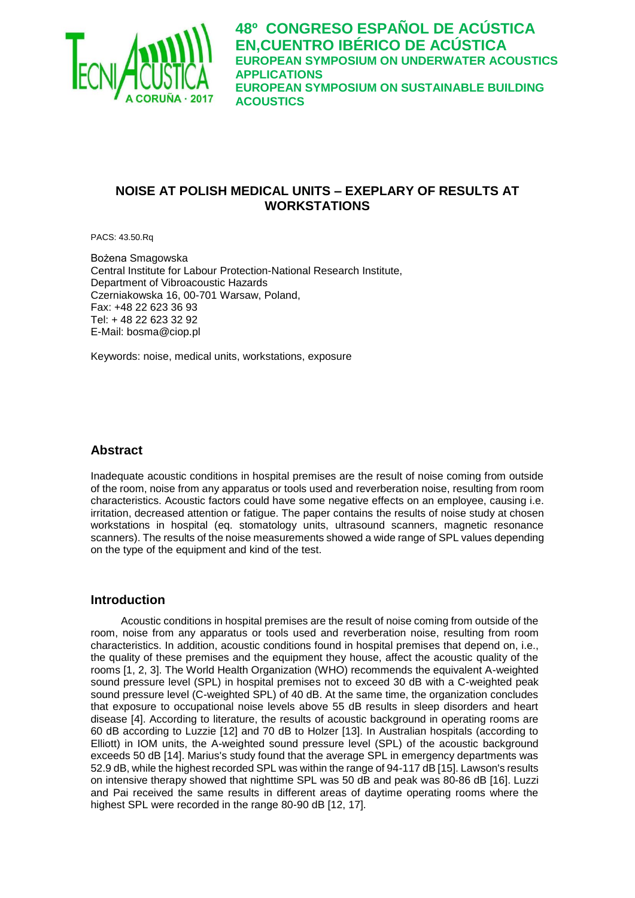# NOISE AT POLISH MEDICAL UNITS – EXEPLARY OF RESULTS AT WORKSTATIONS

PACS: 43.50.Rq

Bożena Smagowska
Central Institute for Labour Protection-National Research Institute,
Department of Vibroacoustic Hazards
Czerniakowska 16, 00-701 Warsaw, Poland,
Fax: +48 22 623 36 93
Tel: + 48 22 623 32 92
E-Mail: bosma@ciop.pl

Keywords: noise, medical units, workstations, exposure

## Abstract

Inadequate acoustic conditions in hospital premises are the result of noise coming from outside of the room, noise from any apparatus or tools used and reverberation noise, resulting from room characteristics. Acoustic factors could have some negative effects on an employee, causing i.e. irritation, decreased attention or fatigue. The paper contains the results of noise study at chosen workstations in hospital (eq. stomatology units, ultrasound scanners, magnetic resonance scanners). The results of the noise measurements showed a wide range of SPL values depending on the type of the equipment and kind of the test.

## Introduction

Acoustic conditions in hospital premises are the result of noise coming from outside of the room, noise from any apparatus or tools used and reverberation noise, resulting from room characteristics. In addition, acoustic conditions found in hospital premises that depend on, i.e., the quality of these premises and the equipment they house, affect the acoustic quality of the rooms [1, 2, 3]. The World Health Organization (WHO) recommends the equivalent A-weighted sound pressure level (SPL) in hospital premises not to exceed 30 dB with a C-weighted peak sound pressure level (C-weighted SPL) of 40 dB. At the same time, the organization concludes that exposure to occupational noise levels above 55 dB results in sleep disorders and heart disease [4]. According to literature, the results of acoustic background in operating rooms are 60 dB according to Luzzie [12] and 70 dB to Holzer [13]. In Australian hospitals (according to Elliott) in IOM units, the A-weighted sound pressure level (SPL) of the acoustic background exceeds 50 dB [14]. Marius's study found that the average SPL in emergency departments was 52.9 dB, while the highest recorded SPL was within the range of 94-117 dB [15]. Lawson's results on intensive therapy showed that nighttime SPL was 50 dB and peak was 80-86 dB [16]. Luzzi and Pai received the same results in different areas of daytime operating rooms where the highest SPL were recorded in the range 80-90 dB [12, 17].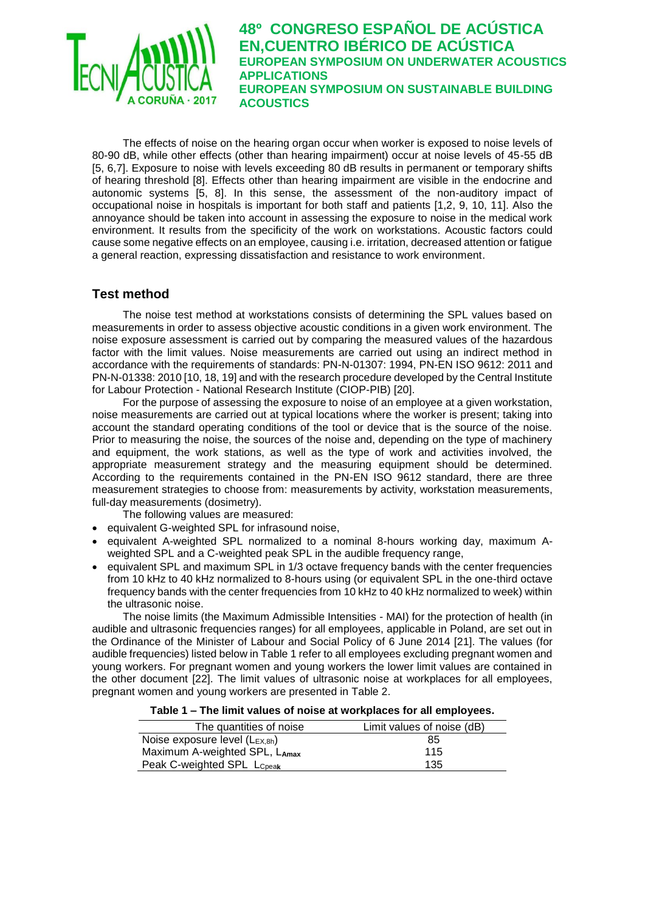The effects of noise on the hearing organ occur when worker is exposed to noise levels of 80-90 dB, while other effects (other than hearing impairment) occur at noise levels of 45-55 dB [5, 6,7]. Exposure to noise with levels exceeding 80 dB results in permanent or temporary shifts of hearing threshold [8]. Effects other than hearing impairment are visible in the endocrine and autonomic systems [5, 8]. In this sense, the assessment of the non-auditory impact of occupational noise in hospitals is important for both staff and patients [1,2, 9, 10, 11]. Also the annoyance should be taken into account in assessing the exposure to noise in the medical work environment. It results from the specificity of the work on workstations. Acoustic factors could cause some negative effects on an employee, causing i.e. irritation, decreased attention or fatigue a general reaction, expressing dissatisfaction and resistance to work environment.

## Test method

The noise test method at workstations consists of determining the SPL values based on measurements in order to assess objective acoustic conditions in a given work environment. The noise exposure assessment is carried out by comparing the measured values of the hazardous factor with the limit values. Noise measurements are carried out using an indirect method in accordance with the requirements of standards: PN-N-01307: 1994, PN-EN ISO 9612: 2011 and PN-N-01338: 2010 [10, 18, 19] and with the research procedure developed by the Central Institute for Labour Protection - National Research Institute (CIOP-PIB) [20].

For the purpose of assessing the exposure to noise of an employee at a given workstation, noise measurements are carried out at typical locations where the worker is present; taking into account the standard operating conditions of the tool or device that is the source of the noise. Prior to measuring the noise, the sources of the noise and, depending on the type of machinery and equipment, the work stations, as well as the type of work and activities involved, the appropriate measurement strategy and the measuring equipment should be determined. According to the requirements contained in the PN-EN ISO 9612 standard, there are three measurement strategies to choose from: measurements by activity, workstation measurements, full-day measurements (dosimetry).

The following values are measured:

- equivalent G-weighted SPL for infrasound noise,
- equivalent A-weighted SPL normalized to a nominal 8-hours working day, maximum A-weighted SPL and a C-weighted peak SPL in the audible frequency range,
- equivalent SPL and maximum SPL in 1/3 octave frequency bands with the center frequencies from 10 kHz to 40 kHz normalized to 8-hours using (or equivalent SPL in the one-third octave frequency bands with the center frequencies from 10 kHz to 40 kHz normalized to week) within the ultrasonic noise.

The noise limits (the Maximum Admissible Intensities - MAI) for the protection of health (in audible and ultrasonic frequencies ranges) for all employees, applicable in Poland, are set out in the Ordinance of the Minister of Labour and Social Policy of 6 June 2014 [21]. The values (for audible frequencies) listed below in Table 1 refer to all employees excluding pregnant women and young workers. For pregnant women and young workers the lower limit values are contained in the other document [22]. The limit values of ultrasonic noise at workplaces for all employees, pregnant women and young workers are presented in Table 2.

**Table 1 – The limit values of noise at workplaces for all employees.**

| The quantities of noise | Limit values of noise (dB) |
|---|---|
| Noise exposure level ($L_{EX,8h}$) | 85 |
| Maximum A-weighted SPL, $L_{Amax}$ | 115 |
| Peak C-weighted SPL $L_{Cpeak}$ | 135 |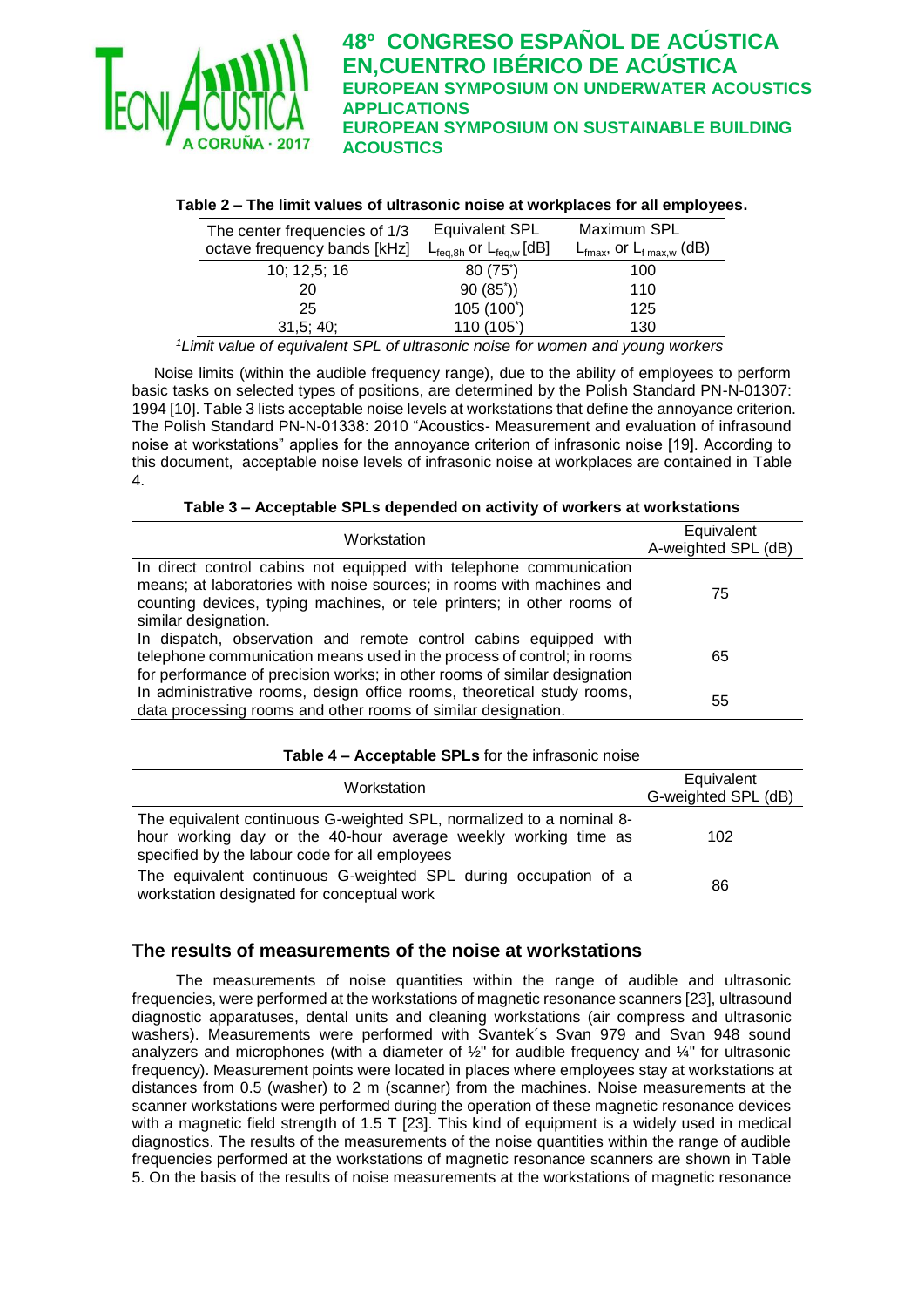**Table 2 – The limit values of ultrasonic noise at workplaces for all employees.**

| The center frequencies of 1/3 octave frequency bands [kHz] | Equivalent SPL $L_{feq,8h}$ or $L_{feq,w}$ [dB] | Maximum SPL $L_{fmax}$, or $L_{f\,max,w}$ (dB) |
|---|---|---|
| 10; 12,5; 16 | 80 (75*) | 100 |
| 20 | 90 (85*)) | 110 |
| 25 | 105 (100*) | 125 |
| 31,5; 40; | 110 (105*) | 130 |

*[1]Limit value of equivalent SPL of ultrasonic noise for women and young workers*

Noise limits (within the audible frequency range), due to the ability of employees to perform basic tasks on selected types of positions, are determined by the Polish Standard PN-N-01307: 1994 [10]. Table 3 lists acceptable noise levels at workstations that define the annoyance criterion. The Polish Standard PN-N-01338: 2010 "Acoustics- Measurement and evaluation of infrasound noise at workstations" applies for the annoyance criterion of infrasonic noise [19]. According to this document, acceptable noise levels of infrasonic noise at workplaces are contained in Table 4.

**Table 3 – Acceptable SPLs depended on activity of workers at workstations**

| Workstation | Equivalent A-weighted SPL (dB) |
|---|---|
| In direct control cabins not equipped with telephone communication means; at laboratories with noise sources; in rooms with machines and counting devices, typing machines, or tele printers; in other rooms of similar designation. | 75 |
| In dispatch, observation and remote control cabins equipped with telephone communication means used in the process of control; in rooms for performance of precision works; in other rooms of similar designation | 65 |
| In administrative rooms, design office rooms, theoretical study rooms, data processing rooms and other rooms of similar designation. | 55 |

**Table 4 – Acceptable SPLs** for the infrasonic noise

| Workstation | Equivalent G-weighted SPL (dB) |
|---|---|
| The equivalent continuous G-weighted SPL, normalized to a nominal 8-hour working day or the 40-hour average weekly working time as specified by the labour code for all employees | 102 |
| The equivalent continuous G-weighted SPL during occupation of a workstation designated for conceptual work | 86 |

## The results of measurements of the noise at workstations

The measurements of noise quantities within the range of audible and ultrasonic frequencies, were performed at the workstations of magnetic resonance scanners [23], ultrasound diagnostic apparatuses, dental units and cleaning workstations (air compress and ultrasonic washers). Measurements were performed with Svantek´s Svan 979 and Svan 948 sound analyzers and microphones (with a diameter of ½" for audible frequency and ¼" for ultrasonic frequency). Measurement points were located in places where employees stay at workstations at distances from 0.5 (washer) to 2 m (scanner) from the machines. Noise measurements at the scanner workstations were performed during the operation of these magnetic resonance devices with a magnetic field strength of 1.5 T [23]. This kind of equipment is a widely used in medical diagnostics. The results of the measurements of the noise quantities within the range of audible frequencies performed at the workstations of magnetic resonance scanners are shown in Table 5. On the basis of the results of noise measurements at the workstations of magnetic resonance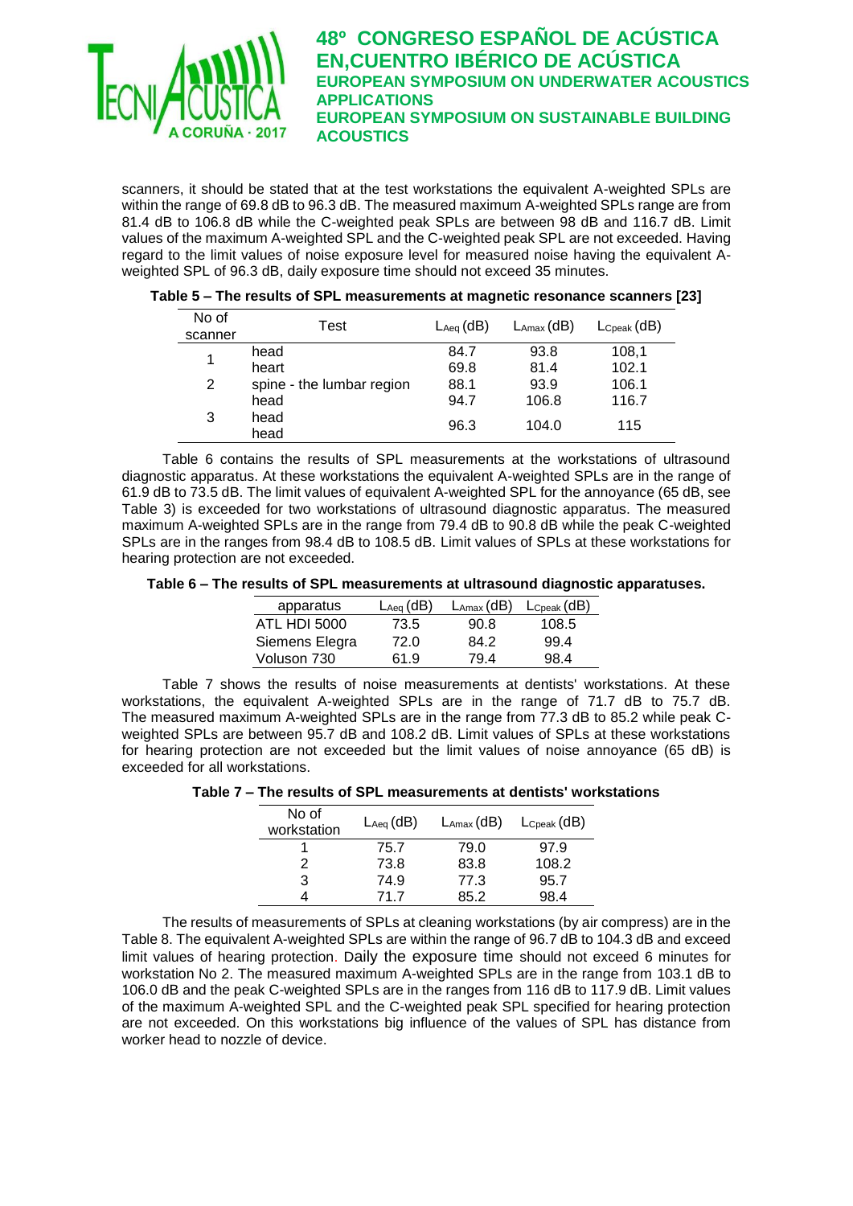scanners, it should be stated that at the test workstations the equivalent A-weighted SPLs are within the range of 69.8 dB to 96.3 dB. The measured maximum A-weighted SPLs range are from 81.4 dB to 106.8 dB while the C-weighted peak SPLs are between 98 dB and 116.7 dB. Limit values of the maximum A-weighted SPL and the C-weighted peak SPL are not exceeded. Having regard to the limit values of noise exposure level for measured noise having the equivalent A-weighted SPL of 96.3 dB, daily exposure time should not exceed 35 minutes.

**Table 5 – The results of SPL measurements at magnetic resonance scanners [23]**

| No of scanner | Test | $L_{Aeq}$ (dB) | $L_{Amax}$ (dB) | $L_{Cpeak}$ (dB) |
|---|---|---|---|---|
| 1 | head | 84.7 | 93.8 | 108,1 |
| | heart | 69.8 | 81.4 | 102.1 |
| 2 | spine - the lumbar region | 88.1 | 93.9 | 106.1 |
| | head | 94.7 | 106.8 | 116.7 |
| 3 | head<br>head | 96.3 | 104.0 | 115 |

Table 6 contains the results of SPL measurements at the workstations of ultrasound diagnostic apparatus. At these workstations the equivalent A-weighted SPLs are in the range of 61.9 dB to 73.5 dB. The limit values of equivalent A-weighted SPL for the annoyance (65 dB, see Table 3) is exceeded for two workstations of ultrasound diagnostic apparatus. The measured maximum A-weighted SPLs are in the range from 79.4 dB to 90.8 dB while the peak C-weighted SPLs are in the ranges from 98.4 dB to 108.5 dB. Limit values of SPLs at these workstations for hearing protection are not exceeded.

**Table 6 – The results of SPL measurements at ultrasound diagnostic apparatuses.**

| apparatus | $L_{Aeq}$ (dB) | $L_{Amax}$ (dB) | $L_{Cpeak}$ (dB) |
|---|---|---|---|
| ATL HDI 5000 | 73.5 | 90.8 | 108.5 |
| Siemens Elegra | 72.0 | 84.2 | 99.4 |
| Voluson 730 | 61.9 | 79.4 | 98.4 |

Table 7 shows the results of noise measurements at dentists' workstations. At these workstations, the equivalent A-weighted SPLs are in the range of 71.7 dB to 75.7 dB. The measured maximum A-weighted SPLs are in the range from 77.3 dB to 85.2 while peak C-weighted SPLs are between 95.7 dB and 108.2 dB. Limit values of SPLs at these workstations for hearing protection are not exceeded but the limit values of noise annoyance (65 dB) is exceeded for all workstations.

**Table 7 – The results of SPL measurements at dentists' workstations**

| No of workstation | $L_{Aeq}$ (dB) | $L_{Amax}$ (dB) | $L_{Cpeak}$ (dB) |
|---|---|---|---|
| 1 | 75.7 | 79.0 | 97.9 |
| 2 | 73.8 | 83.8 | 108.2 |
| 3 | 74.9 | 77.3 | 95.7 |
| 4 | 71.7 | 85.2 | 98.4 |

The results of measurements of SPLs at cleaning workstations (by air compress) are in the Table 8. The equivalent A-weighted SPLs are within the range of 96.7 dB to 104.3 dB and exceed limit values of hearing protection. Daily the exposure time should not exceed 6 minutes for workstation No 2. The measured maximum A-weighted SPLs are in the range from 103.1 dB to 106.0 dB and the peak C-weighted SPLs are in the ranges from 116 dB to 117.9 dB. Limit values of the maximum A-weighted SPL and the C-weighted peak SPL specified for hearing protection are not exceeded. On this workstations big influence of the values of SPL has distance from worker head to nozzle of device.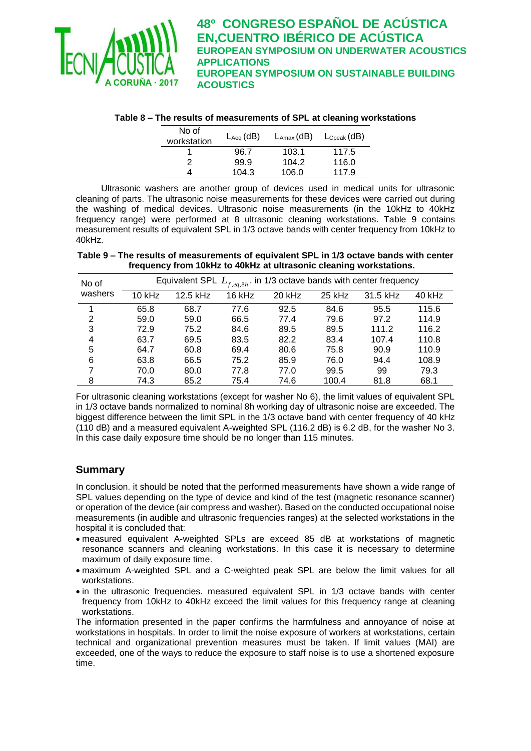**Table 8 – The results of measurements of SPL at cleaning workstations**

| No of workstation | $L_{Aeq}$ (dB) | $L_{Amax}$ (dB) | $L_{Cpeak}$ (dB) |
|---|---|---|---|
| 1 | 96.7 | 103.1 | 117.5 |
| 2 | 99.9 | 104.2 | 116.0 |
| 4 | 104.3 | 106.0 | 117.9 |

Ultrasonic washers are another group of devices used in medical units for ultrasonic cleaning of parts. The ultrasonic noise measurements for these devices were carried out during the washing of medical devices. Ultrasonic noise measurements (in the 10kHz to 40kHz frequency range) were performed at 8 ultrasonic cleaning workstations. Table 9 contains measurement results of equivalent SPL in 1/3 octave bands with center frequency from 10kHz to 40kHz.

**Table 9 – The results of measurements of equivalent SPL in 1/3 octave bands with center frequency from 10kHz to 40kHz at ultrasonic cleaning workstations.**

| No of washers | Equivalent SPL $L_{f,eq,8h}$, in 1/3 octave bands with center frequency | | | | | | |
|---|---|---|---|---|---|---|---|
| | 10 kHz | 12.5 kHz | 16 kHz | 20 kHz | 25 kHz | 31.5 kHz | 40 kHz |
| 1 | 65.8 | 68.7 | 77.6 | 92.5 | 84.6 | 95.5 | 115.6 |
| 2 | 59.0 | 59.0 | 66.5 | 77.4 | 79.6 | 97.2 | 114.9 |
| 3 | 72.9 | 75.2 | 84.6 | 89.5 | 89.5 | 111.2 | 116.2 |
| 4 | 63.7 | 69.5 | 83.5 | 82.2 | 83.4 | 107.4 | 110.8 |
| 5 | 64.7 | 60.8 | 69.4 | 80.6 | 75.8 | 90.9 | 110.9 |
| 6 | 63.8 | 66.5 | 75.2 | 85.9 | 76.0 | 94.4 | 108.9 |
| 7 | 70.0 | 80.0 | 77.8 | 77.0 | 99.5 | 99 | 79.3 |
| 8 | 74.3 | 85.2 | 75.4 | 74.6 | 100.4 | 81.8 | 68.1 |

For ultrasonic cleaning workstations (except for washer No 6), the limit values of equivalent SPL in 1/3 octave bands normalized to nominal 8h working day of ultrasonic noise are exceeded. The biggest difference between the limit SPL in the 1/3 octave band with center frequency of 40 kHz (110 dB) and a measured equivalent A-weighted SPL (116.2 dB) is 6.2 dB, for the washer No 3. In this case daily exposure time should be no longer than 115 minutes.

## Summary

In conclusion. it should be noted that the performed measurements have shown a wide range of SPL values depending on the type of device and kind of the test (magnetic resonance scanner) or operation of the device (air compress and washer). Based on the conducted occupational noise measurements (in audible and ultrasonic frequencies ranges) at the selected workstations in the hospital it is concluded that:

- measured equivalent A-weighted SPLs are exceed 85 dB at workstations of magnetic resonance scanners and cleaning workstations. In this case it is necessary to determine maximum of daily exposure time.
- maximum A-weighted SPL and a C-weighted peak SPL are below the limit values for all workstations.
- in the ultrasonic frequencies. measured equivalent SPL in 1/3 octave bands with center frequency from 10kHz to 40kHz exceed the limit values for this frequency range at cleaning workstations.

The information presented in the paper confirms the harmfulness and annoyance of noise at workstations in hospitals. In order to limit the noise exposure of workers at workstations, certain technical and organizational prevention measures must be taken. If limit values (MAI) are exceeded, one of the ways to reduce the exposure to staff noise is to use a shortened exposure time.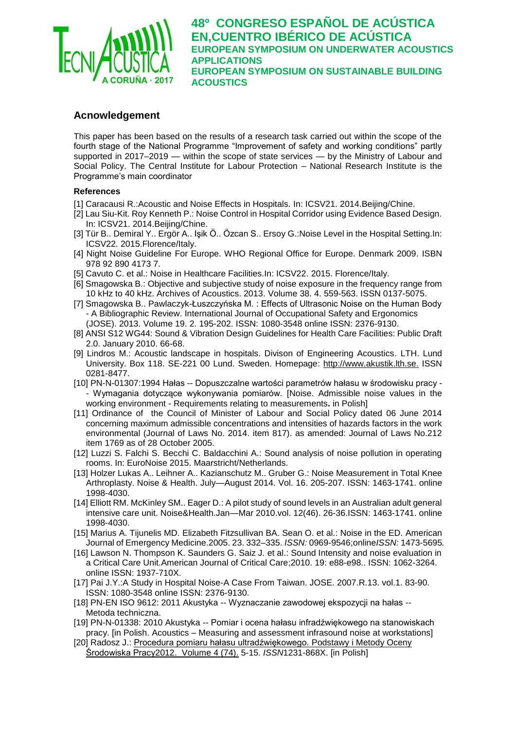## Acnowledgement

This paper has been based on the results of a research task carried out within the scope of the fourth stage of the National Programme "Improvement of safety and working conditions" partly supported in 2017–2019 — within the scope of state services — by the Ministry of Labour and Social Policy. The Central Institute for Labour Protection – National Research Institute is the Programme's main coordinator

### References

[1] Caracausi R.:Acoustic and Noise Effects in Hospitals. In: ICSV21. 2014.Beijing/Chine.

[2] Lau Siu-Kit. Roy Kenneth P.: Noise Control in Hospital Corridor using Evidence Based Design. In: ICSV21. 2014.Beijing/Chine.

[3] Tür B.. Demiral Y.. Ergör A.. Işik Ö.. Özcan S.. Ersoy G.:Noise Level in the Hospital Setting.In: ICSV22. 2015.Florence/Italy.

[4] Night Noise Guideline For Europe. WHO Regional Office for Europe. Denmark 2009. ISBN 978 92 890 4173 7.

[5] Cavuto C. et al.: Noise in Healthcare Facilities.In: ICSV22. 2015. Florence/Italy.

[6] Smagowska B.: Objective and subjective study of noise exposure in the frequency range from 10 kHz to 40 kHz. Archives of Acoustics. 2013. Volume 38. 4. 559-563. ISSN 0137-5075.

[7] Smagowska B.. Pawlaczyk-Łuszczyńska M. : Effects of Ultrasonic Noise on the Human Body - A Bibliographic Review. International Journal of Occupational Safety and Ergonomics (JOSE). 2013. Volume 19. 2. 195-202. ISSN: 1080-3548 online ISSN: 2376-9130.

[8] ANSI S12 WG44: Sound & Vibration Design Guidelines for Health Care Facilities: Public Draft 2.0. January 2010. 66-68.

[9] Lindros M.: Acoustic landscape in hospitals. Divison of Engineering Acoustics. LTH. Lund University. Box 118. SE-221 00 Lund. Sweden. Homepage: http://www.akustik.lth.se. ISSN 0281-8477.

[10] PN-N-01307:1994 Hałas -- Dopuszczalne wartości parametrów hałasu w środowisku pracy -- Wymagania dotyczące wykonywania pomiarów. [Noise. Admissible noise values in the working environment - Requirements relating to measurements**.** in Polish]

[11] Ordinance of the Council of Minister of Labour and Social Policy dated 06 June 2014 concerning maximum admissible concentrations and intensities of hazards factors in the work environmental (Journal of Laws No. 2014. item 817). as amended: Journal of Laws No.212 item 1769 as of 28 October 2005.

[12] Luzzi S. Falchi S. Becchi C. Baldacchini A.: Sound analysis of noise pollution in operating rooms. In: EuroNoise 2015. Maarstricht/Netherlands.

[13] Holzer Lukas A.. Leihner A.. Kazianschutz M.. Gruber G.: Noise Measurement in Total Knee Arthroplasty. Noise & Health. July—August 2014. Vol. 16. 205-207. ISSN: 1463-1741. online 1998-4030.

[14] Elliott RM. McKinley SM.. Eager D.: A pilot study of sound levels in an Australian adult general intensive care unit. Noise&Health.Jan—Mar 2010.vol. 12(46). 26-36.ISSN: 1463-1741. online 1998-4030.

[15] Marius A. Tijunelis MD. Elizabeth Fitzsullivan BA. Sean O. et al.: Noise in the ED. American Journal of Emergency Medicine.2005. 23. 332–335. *ISSN:* 0969-9546;online*ISSN:* 1473-5695*.*

[16] Lawson N. Thompson K. Saunders G. Saiz J. et al.: Sound Intensity and noise evaluation in a Critical Care Unit.American Journal of Critical Care;2010. 19: e88-e98.. ISSN: 1062-3264. online ISSN: 1937-710X.

[17] Pai J.Y.:A Study in Hospital Noise-A Case From Taiwan. JOSE. 2007.R.13. vol.1. 83-90. ISSN: 1080-3548 online ISSN: 2376-9130.

[18] PN-EN ISO 9612: 2011 Akustyka -- Wyznaczanie zawodowej ekspozycji na hałas -- Metoda techniczna.

[19] PN-N-01338: 2010 Akustyka -- Pomiar i ocena hałasu infradźwiękowego na stanowiskach pracy. [in Polish. Acoustics – Measuring and assessment infrasound noise at workstations]

[20] Radosz J.: Procedura pomiaru hałasu ultradźwiękowego. Podstawy i Metody Oceny Środowiska Pracy2012. Volume 4 (74). 5-15. *ISSN*1231-868X. [in Polish]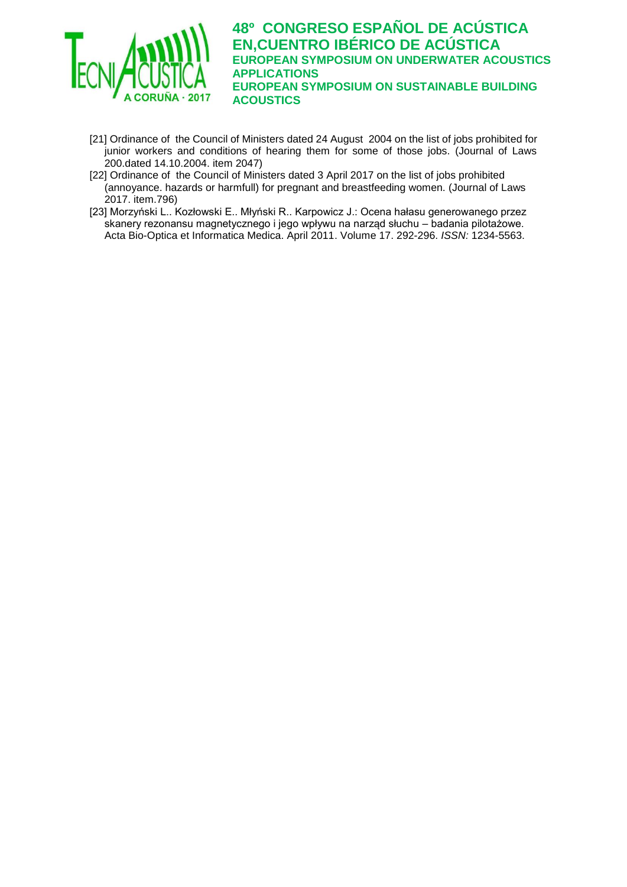[21] Ordinance of the Council of Ministers dated 24 August 2004 on the list of jobs prohibited for junior workers and conditions of hearing them for some of those jobs. (Journal of Laws 200.dated 14.10.2004. item 2047)

[22] Ordinance of the Council of Ministers dated 3 April 2017 on the list of jobs prohibited (annoyance. hazards or harmfull) for pregnant and breastfeeding women. (Journal of Laws 2017. item.796)

[23] Morzyński L.. Kozłowski E.. Młyński R.. Karpowicz J.: Ocena hałasu generowanego przez skanery rezonansu magnetycznego i jego wpływu na narząd słuchu – badania pilotażowe. Acta Bio-Optica et Informatica Medica. April 2011. Volume 17. 292-296. *ISSN:* 1234-5563.